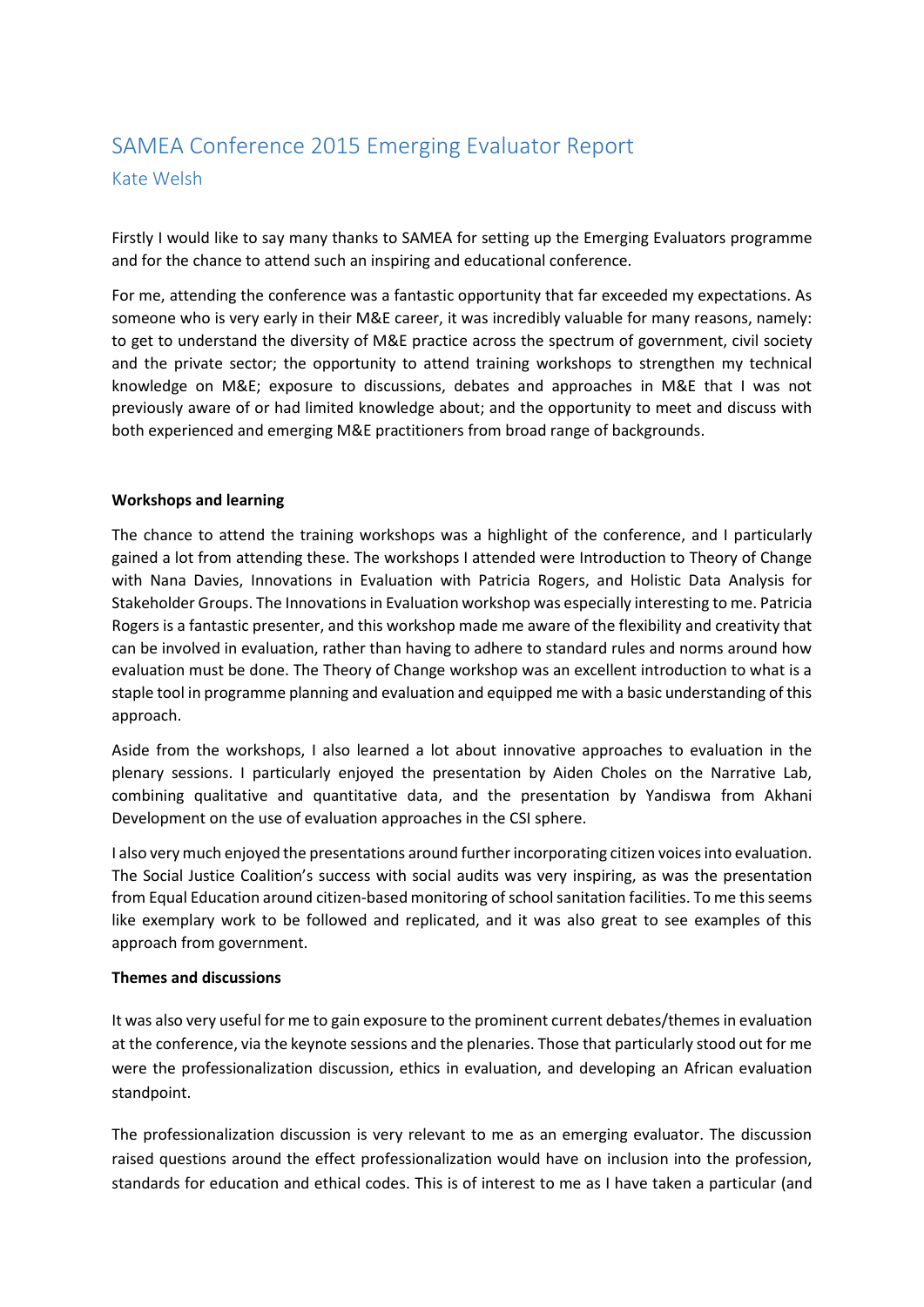# SAMEA Conference 2015 Emerging Evaluator Report

Kate Welsh

Firstly I would like to say many thanks to SAMEA for setting up the Emerging Evaluators programme and for the chance to attend such an inspiring and educational conference.

For me, attending the conference was a fantastic opportunity that far exceeded my expectations. As someone who is very early in their M&E career, it was incredibly valuable for many reasons, namely: to get to understand the diversity of M&E practice across the spectrum of government, civil society and the private sector; the opportunity to attend training workshops to strengthen my technical knowledge on M&E; exposure to discussions, debates and approaches in M&E that I was not previously aware of or had limited knowledge about; and the opportunity to meet and discuss with both experienced and emerging M&E practitioners from broad range of backgrounds.

**Workshops and learning**

The chance to attend the training workshops was a highlight of the conference, and I particularly gained a lot from attending these. The workshops I attended were Introduction to Theory of Change with Nana Davies, Innovations in Evaluation with Patricia Rogers, and Holistic Data Analysis for Stakeholder Groups. The Innovations in Evaluation workshop was especially interesting to me. Patricia Rogers is a fantastic presenter, and this workshop made me aware of the flexibility and creativity that can be involved in evaluation, rather than having to adhere to standard rules and norms around how evaluation must be done. The Theory of Change workshop was an excellent introduction to what is a staple tool in programme planning and evaluation and equipped me with a basic understanding of this approach.

Aside from the workshops, I also learned a lot about innovative approaches to evaluation in the plenary sessions. I particularly enjoyed the presentation by Aiden Choles on the Narrative Lab, combining qualitative and quantitative data, and the presentation by Yandiswa from Akhani Development on the use of evaluation approaches in the CSI sphere.

I also very much enjoyed the presentations around further incorporating citizen voices into evaluation. The Social Justice Coalition's success with social audits was very inspiring, as was the presentation from Equal Education around citizen-based monitoring of school sanitation facilities. To me this seems like exemplary work to be followed and replicated, and it was also great to see examples of this approach from government.

**Themes and discussions**

It was also very useful for me to gain exposure to the prominent current debates/themes in evaluation at the conference, via the keynote sessions and the plenaries. Those that particularly stood out for me were the professionalization discussion, ethics in evaluation, and developing an African evaluation standpoint.

The professionalization discussion is very relevant to me as an emerging evaluator. The discussion raised questions around the effect professionalization would have on inclusion into the profession, standards for education and ethical codes. This is of interest to me as I have taken a particular (and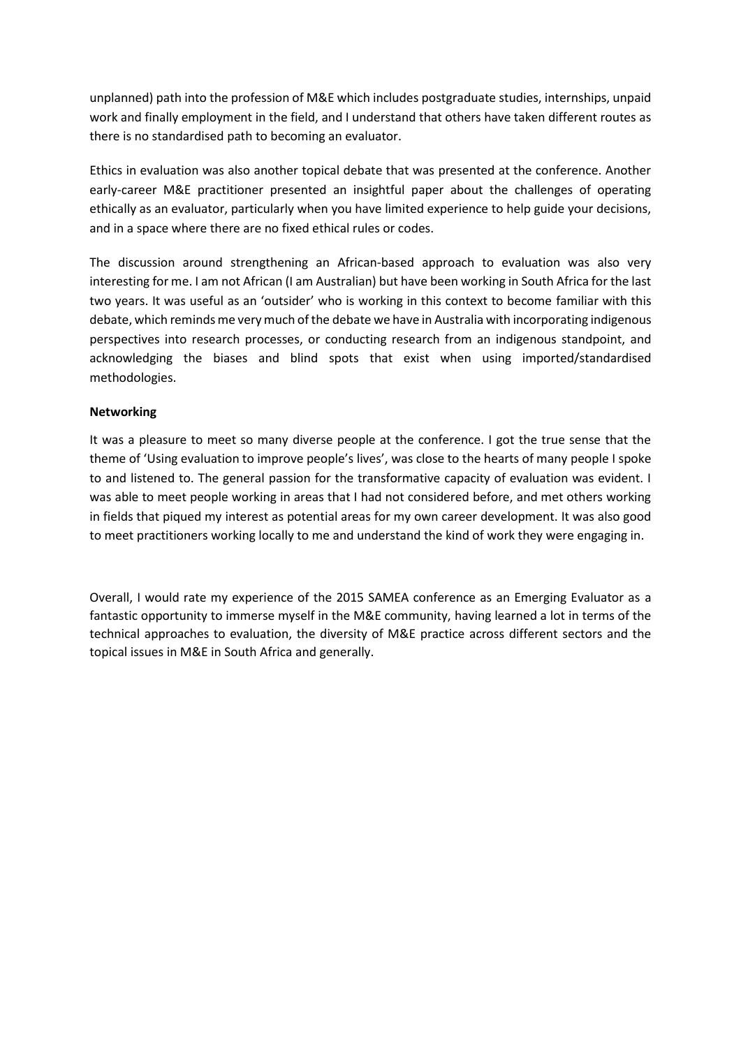unplanned) path into the profession of M&E which includes postgraduate studies, internships, unpaid work and finally employment in the field, and I understand that others have taken different routes as there is no standardised path to becoming an evaluator.

Ethics in evaluation was also another topical debate that was presented at the conference. Another early-career M&E practitioner presented an insightful paper about the challenges of operating ethically as an evaluator, particularly when you have limited experience to help guide your decisions, and in a space where there are no fixed ethical rules or codes.

The discussion around strengthening an African-based approach to evaluation was also very interesting for me. I am not African (I am Australian) but have been working in South Africa for the last two years. It was useful as an 'outsider' who is working in this context to become familiar with this debate, which reminds me very much of the debate we have in Australia with incorporating indigenous perspectives into research processes, or conducting research from an indigenous standpoint, and acknowledging the biases and blind spots that exist when using imported/standardised methodologies.

**Networking**

It was a pleasure to meet so many diverse people at the conference. I got the true sense that the theme of 'Using evaluation to improve people's lives', was close to the hearts of many people I spoke to and listened to. The general passion for the transformative capacity of evaluation was evident. I was able to meet people working in areas that I had not considered before, and met others working in fields that piqued my interest as potential areas for my own career development. It was also good to meet practitioners working locally to me and understand the kind of work they were engaging in.

Overall, I would rate my experience of the 2015 SAMEA conference as an Emerging Evaluator as a fantastic opportunity to immerse myself in the M&E community, having learned a lot in terms of the technical approaches to evaluation, the diversity of M&E practice across different sectors and the topical issues in M&E in South Africa and generally.